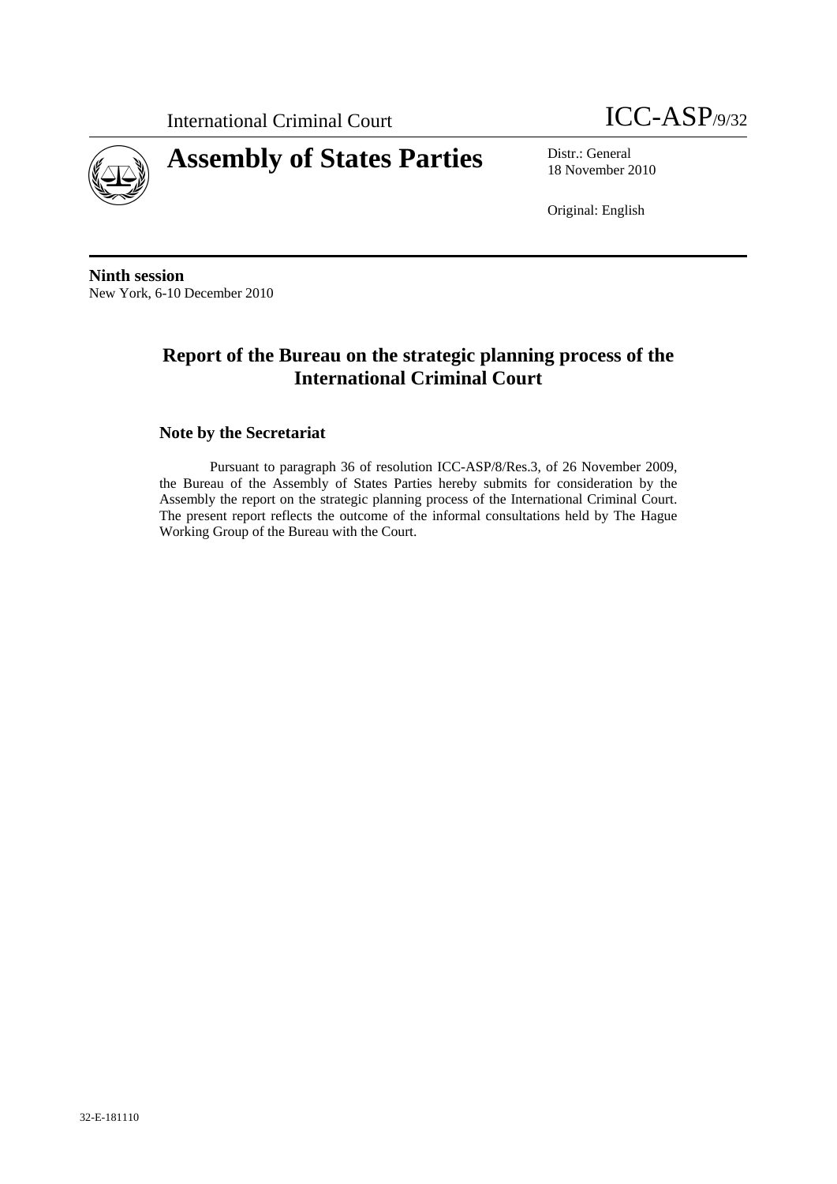International Criminal Court

ICC-ASP/9/32

# Assembly of States Parties

Distr.: General
18 November 2010

Original: English

**Ninth session**
New York, 6-10 December 2010

## Report of the Bureau on the strategic planning process of the International Criminal Court

### Note by the Secretariat

Pursuant to paragraph 36 of resolution ICC-ASP/8/Res.3, of 26 November 2009, the Bureau of the Assembly of States Parties hereby submits for consideration by the Assembly the report on the strategic planning process of the International Criminal Court. The present report reflects the outcome of the informal consultations held by The Hague Working Group of the Bureau with the Court.

32-E-181110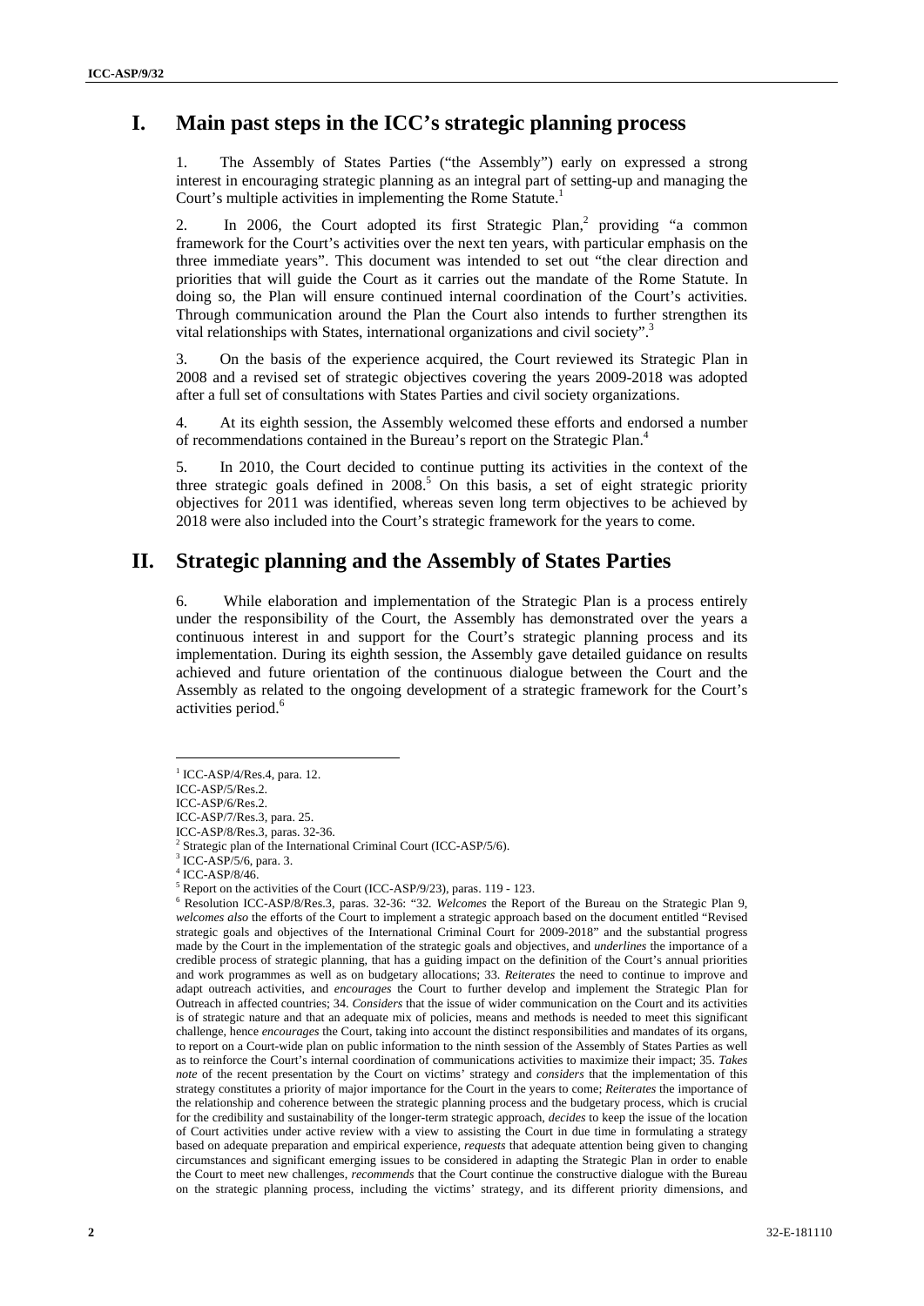# I. Main past steps in the ICC's strategic planning process

1. The Assembly of States Parties ("the Assembly") early on expressed a strong interest in encouraging strategic planning as an integral part of setting-up and managing the Court's multiple activities in implementing the Rome Statute.[1]

2. In 2006, the Court adopted its first Strategic Plan,[2] providing "a common framework for the Court's activities over the next ten years, with particular emphasis on the three immediate years". This document was intended to set out "the clear direction and priorities that will guide the Court as it carries out the mandate of the Rome Statute. In doing so, the Plan will ensure continued internal coordination of the Court's activities. Through communication around the Plan the Court also intends to further strengthen its vital relationships with States, international organizations and civil society".[3]

3. On the basis of the experience acquired, the Court reviewed its Strategic Plan in 2008 and a revised set of strategic objectives covering the years 2009-2018 was adopted after a full set of consultations with States Parties and civil society organizations.

4. At its eighth session, the Assembly welcomed these efforts and endorsed a number of recommendations contained in the Bureau's report on the Strategic Plan.[4]

5. In 2010, the Court decided to continue putting its activities in the context of the three strategic goals defined in 2008.[5] On this basis, a set of eight strategic priority objectives for 2011 was identified, whereas seven long term objectives to be achieved by 2018 were also included into the Court's strategic framework for the years to come.

# II. Strategic planning and the Assembly of States Parties

6. While elaboration and implementation of the Strategic Plan is a process entirely under the responsibility of the Court, the Assembly has demonstrated over the years a continuous interest in and support for the Court's strategic planning process and its implementation. During its eighth session, the Assembly gave detailed guidance on results achieved and future orientation of the continuous dialogue between the Court and the Assembly as related to the ongoing development of a strategic framework for the Court's activities period.[6]

---

[1] ICC-ASP/4/Res.4, para. 12.
ICC-ASP/5/Res.2.
ICC-ASP/6/Res.2.
ICC-ASP/7/Res.3, para. 25.
ICC-ASP/8/Res.3, paras. 32-36.

[2] Strategic plan of the International Criminal Court (ICC-ASP/5/6).

[3] ICC-ASP/5/6, para. 3.

[4] ICC-ASP/8/46.

[5] Report on the activities of the Court (ICC-ASP/9/23), paras. 119 - 123.

[6] Resolution ICC-ASP/8/Res.3, paras. 32-36: "32. *Welcomes* the Report of the Bureau on the Strategic Plan 9, *welcomes also* the efforts of the Court to implement a strategic approach based on the document entitled "Revised strategic goals and objectives of the International Criminal Court for 2009-2018" and the substantial progress made by the Court in the implementation of the strategic goals and objectives, and *underlines* the importance of a credible process of strategic planning, that has a guiding impact on the definition of the Court's annual priorities and work programmes as well as on budgetary allocations; 33. *Reiterates* the need to continue to improve and adapt outreach activities, and *encourages* the Court to further develop and implement the Strategic Plan for Outreach in affected countries; 34. *Considers* that the issue of wider communication on the Court and its activities is of strategic nature and that an adequate mix of policies, means and methods is needed to meet this significant challenge, hence *encourages* the Court, taking into account the distinct responsibilities and mandates of its organs, to report on a Court-wide plan on public information to the ninth session of the Assembly of States Parties as well as to reinforce the Court's internal coordination of communications activities to maximize their impact; 35. *Takes note* of the recent presentation by the Court on victims' strategy and *considers* that the implementation of this strategy constitutes a priority of major importance for the Court in the years to come; *Reiterates* the importance of the relationship and coherence between the strategic planning process and the budgetary process, which is crucial for the credibility and sustainability of the longer-term strategic approach, *decides* to keep the issue of the location of Court activities under active review with a view to assisting the Court in due time in formulating a strategy based on adequate preparation and empirical experience, *requests* that adequate attention being given to changing circumstances and significant emerging issues to be considered in adapting the Strategic Plan in order to enable the Court to meet new challenges, *recommends* that the Court continue the constructive dialogue with the Bureau on the strategic planning process, including the victims' strategy, and its different priority dimensions, and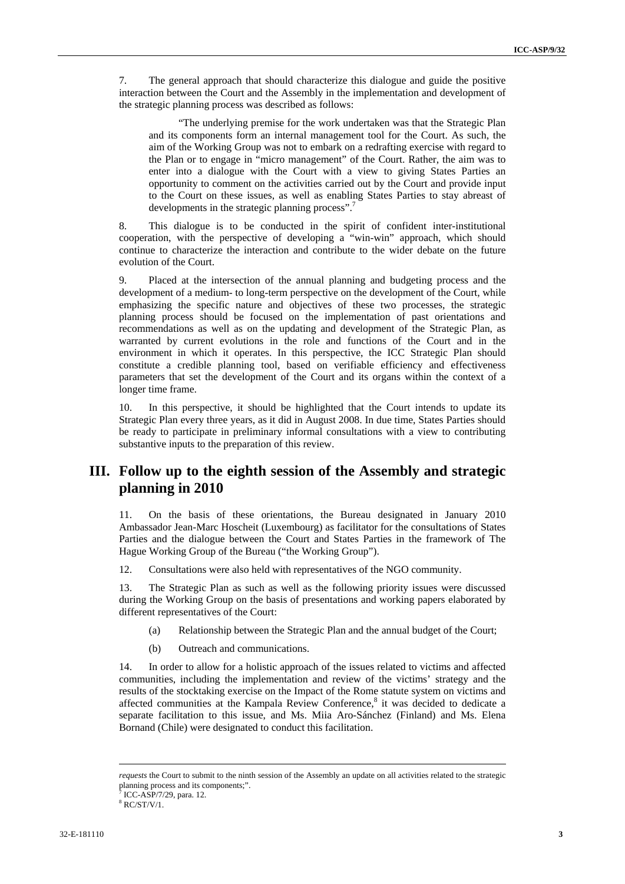7. The general approach that should characterize this dialogue and guide the positive interaction between the Court and the Assembly in the implementation and development of the strategic planning process was described as follows:

> "The underlying premise for the work undertaken was that the Strategic Plan and its components form an internal management tool for the Court. As such, the aim of the Working Group was not to embark on a redrafting exercise with regard to the Plan or to engage in "micro management" of the Court. Rather, the aim was to enter into a dialogue with the Court with a view to giving States Parties an opportunity to comment on the activities carried out by the Court and provide input to the Court on these issues, as well as enabling States Parties to stay abreast of developments in the strategic planning process".[7]

8. This dialogue is to be conducted in the spirit of confident inter-institutional cooperation, with the perspective of developing a "win-win" approach, which should continue to characterize the interaction and contribute to the wider debate on the future evolution of the Court.

9. Placed at the intersection of the annual planning and budgeting process and the development of a medium- to long-term perspective on the development of the Court, while emphasizing the specific nature and objectives of these two processes, the strategic planning process should be focused on the implementation of past orientations and recommendations as well as on the updating and development of the Strategic Plan, as warranted by current evolutions in the role and functions of the Court and in the environment in which it operates. In this perspective, the ICC Strategic Plan should constitute a credible planning tool, based on verifiable efficiency and effectiveness parameters that set the development of the Court and its organs within the context of a longer time frame.

10. In this perspective, it should be highlighted that the Court intends to update its Strategic Plan every three years, as it did in August 2008. In due time, States Parties should be ready to participate in preliminary informal consultations with a view to contributing substantive inputs to the preparation of this review.

# III. Follow up to the eighth session of the Assembly and strategic planning in 2010

11. On the basis of these orientations, the Bureau designated in January 2010 Ambassador Jean-Marc Hoscheit (Luxembourg) as facilitator for the consultations of States Parties and the dialogue between the Court and States Parties in the framework of The Hague Working Group of the Bureau ("the Working Group").

12. Consultations were also held with representatives of the NGO community.

13. The Strategic Plan as such as well as the following priority issues were discussed during the Working Group on the basis of presentations and working papers elaborated by different representatives of the Court:

(a) Relationship between the Strategic Plan and the annual budget of the Court;

(b) Outreach and communications.

14. In order to allow for a holistic approach of the issues related to victims and affected communities, including the implementation and review of the victims' strategy and the results of the stocktaking exercise on the Impact of the Rome statute system on victims and affected communities at the Kampala Review Conference,[8] it was decided to dedicate a separate facilitation to this issue, and Ms. Miia Aro-Sánchez (Finland) and Ms. Elena Bornand (Chile) were designated to conduct this facilitation.

---

*requests* the Court to submit to the ninth session of the Assembly an update on all activities related to the strategic planning process and its components;".

[7] ICC-ASP/7/29, para. 12.

[8] RC/ST/V/1.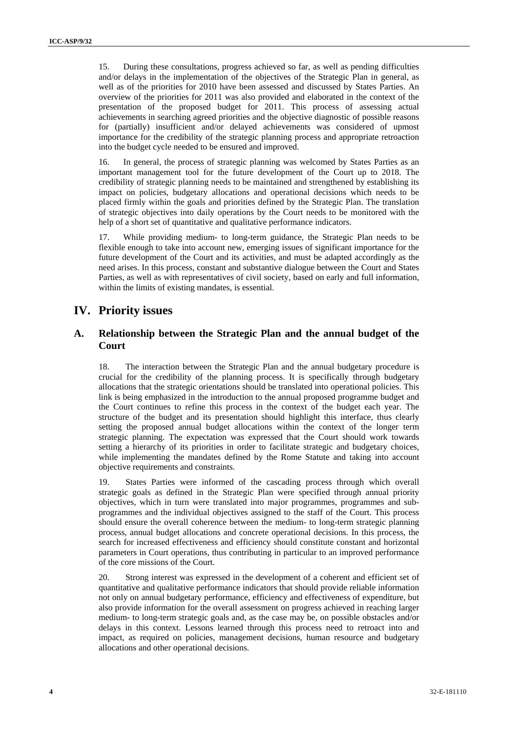15. During these consultations, progress achieved so far, as well as pending difficulties and/or delays in the implementation of the objectives of the Strategic Plan in general, as well as of the priorities for 2010 have been assessed and discussed by States Parties. An overview of the priorities for 2011 was also provided and elaborated in the context of the presentation of the proposed budget for 2011. This process of assessing actual achievements in searching agreed priorities and the objective diagnostic of possible reasons for (partially) insufficient and/or delayed achievements was considered of upmost importance for the credibility of the strategic planning process and appropriate retroaction into the budget cycle needed to be ensured and improved.

16. In general, the process of strategic planning was welcomed by States Parties as an important management tool for the future development of the Court up to 2018. The credibility of strategic planning needs to be maintained and strengthened by establishing its impact on policies, budgetary allocations and operational decisions which needs to be placed firmly within the goals and priorities defined by the Strategic Plan. The translation of strategic objectives into daily operations by the Court needs to be monitored with the help of a short set of quantitative and qualitative performance indicators.

17. While providing medium- to long-term guidance, the Strategic Plan needs to be flexible enough to take into account new, emerging issues of significant importance for the future development of the Court and its activities, and must be adapted accordingly as the need arises. In this process, constant and substantive dialogue between the Court and States Parties, as well as with representatives of civil society, based on early and full information, within the limits of existing mandates, is essential.

# IV. Priority issues

## A. Relationship between the Strategic Plan and the annual budget of the Court

18. The interaction between the Strategic Plan and the annual budgetary procedure is crucial for the credibility of the planning process. It is specifically through budgetary allocations that the strategic orientations should be translated into operational policies. This link is being emphasized in the introduction to the annual proposed programme budget and the Court continues to refine this process in the context of the budget each year. The structure of the budget and its presentation should highlight this interface, thus clearly setting the proposed annual budget allocations within the context of the longer term strategic planning. The expectation was expressed that the Court should work towards setting a hierarchy of its priorities in order to facilitate strategic and budgetary choices, while implementing the mandates defined by the Rome Statute and taking into account objective requirements and constraints.

19. States Parties were informed of the cascading process through which overall strategic goals as defined in the Strategic Plan were specified through annual priority objectives, which in turn were translated into major programmes, programmes and sub-programmes and the individual objectives assigned to the staff of the Court. This process should ensure the overall coherence between the medium- to long-term strategic planning process, annual budget allocations and concrete operational decisions. In this process, the search for increased effectiveness and efficiency should constitute constant and horizontal parameters in Court operations, thus contributing in particular to an improved performance of the core missions of the Court.

20. Strong interest was expressed in the development of a coherent and efficient set of quantitative and qualitative performance indicators that should provide reliable information not only on annual budgetary performance, efficiency and effectiveness of expenditure, but also provide information for the overall assessment on progress achieved in reaching larger medium- to long-term strategic goals and, as the case may be, on possible obstacles and/or delays in this context. Lessons learned through this process need to retroact into and impact, as required on policies, management decisions, human resource and budgetary allocations and other operational decisions.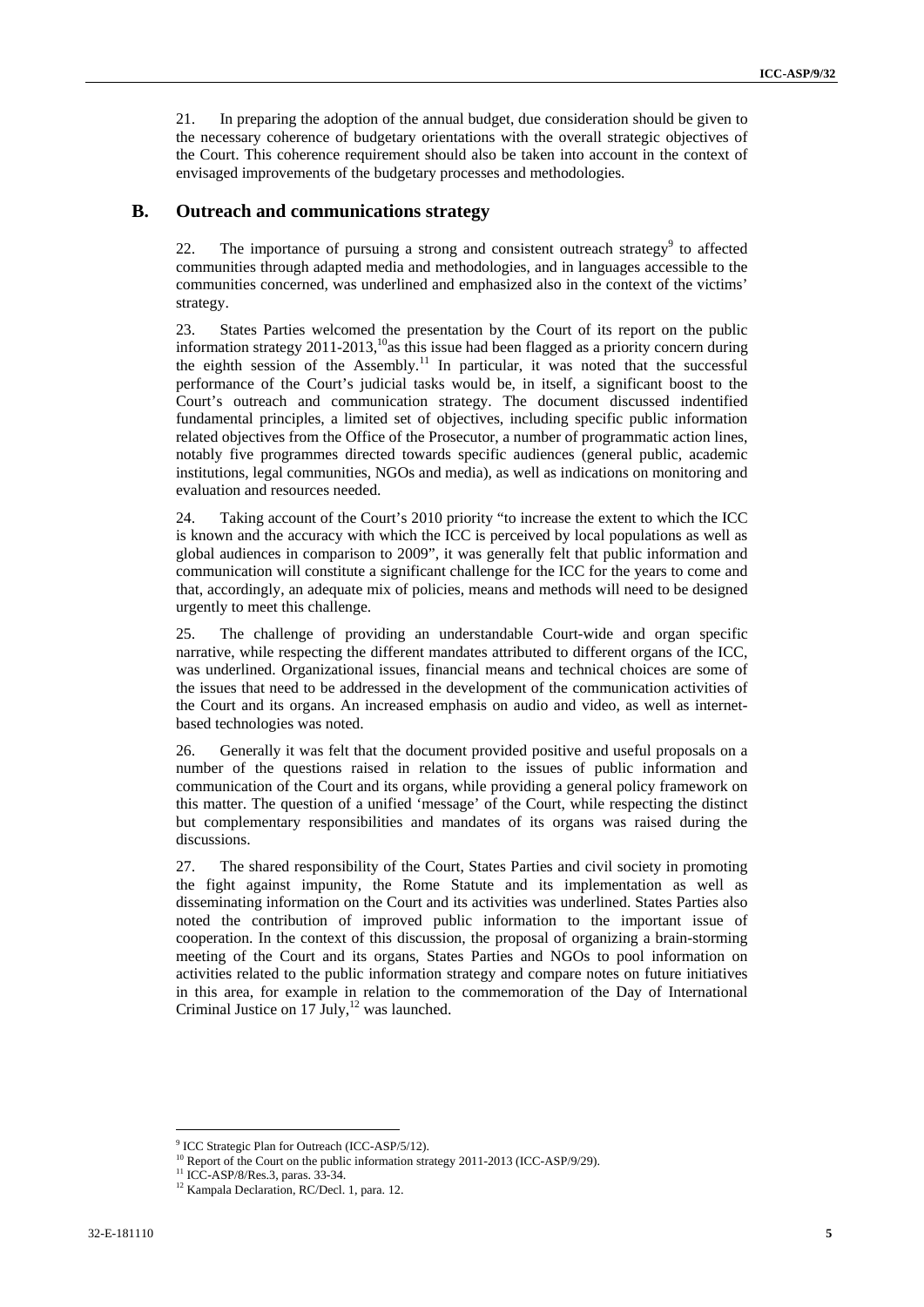21. In preparing the adoption of the annual budget, due consideration should be given to the necessary coherence of budgetary orientations with the overall strategic objectives of the Court. This coherence requirement should also be taken into account in the context of envisaged improvements of the budgetary processes and methodologies.

## B. Outreach and communications strategy

22. The importance of pursuing a strong and consistent outreach strategy[9] to affected communities through adapted media and methodologies, and in languages accessible to the communities concerned, was underlined and emphasized also in the context of the victims' strategy.

23. States Parties welcomed the presentation by the Court of its report on the public information strategy 2011-2013,[10]as this issue had been flagged as a priority concern during the eighth session of the Assembly.[11] In particular, it was noted that the successful performance of the Court's judicial tasks would be, in itself, a significant boost to the Court's outreach and communication strategy. The document discussed indentified fundamental principles, a limited set of objectives, including specific public information related objectives from the Office of the Prosecutor, a number of programmatic action lines, notably five programmes directed towards specific audiences (general public, academic institutions, legal communities, NGOs and media), as well as indications on monitoring and evaluation and resources needed.

24. Taking account of the Court's 2010 priority "to increase the extent to which the ICC is known and the accuracy with which the ICC is perceived by local populations as well as global audiences in comparison to 2009", it was generally felt that public information and communication will constitute a significant challenge for the ICC for the years to come and that, accordingly, an adequate mix of policies, means and methods will need to be designed urgently to meet this challenge.

25. The challenge of providing an understandable Court-wide and organ specific narrative, while respecting the different mandates attributed to different organs of the ICC, was underlined. Organizational issues, financial means and technical choices are some of the issues that need to be addressed in the development of the communication activities of the Court and its organs. An increased emphasis on audio and video, as well as internet-based technologies was noted.

26. Generally it was felt that the document provided positive and useful proposals on a number of the questions raised in relation to the issues of public information and communication of the Court and its organs, while providing a general policy framework on this matter. The question of a unified 'message' of the Court, while respecting the distinct but complementary responsibilities and mandates of its organs was raised during the discussions.

27. The shared responsibility of the Court, States Parties and civil society in promoting the fight against impunity, the Rome Statute and its implementation as well as disseminating information on the Court and its activities was underlined. States Parties also noted the contribution of improved public information to the important issue of cooperation. In the context of this discussion, the proposal of organizing a brain-storming meeting of the Court and its organs, States Parties and NGOs to pool information on activities related to the public information strategy and compare notes on future initiatives in this area, for example in relation to the commemoration of the Day of International Criminal Justice on 17 July,[12] was launched.

---

[9] ICC Strategic Plan for Outreach (ICC-ASP/5/12).

[10] Report of the Court on the public information strategy 2011-2013 (ICC-ASP/9/29).

[11] ICC-ASP/8/Res.3, paras. 33-34.

[12] Kampala Declaration, RC/Decl. 1, para. 12.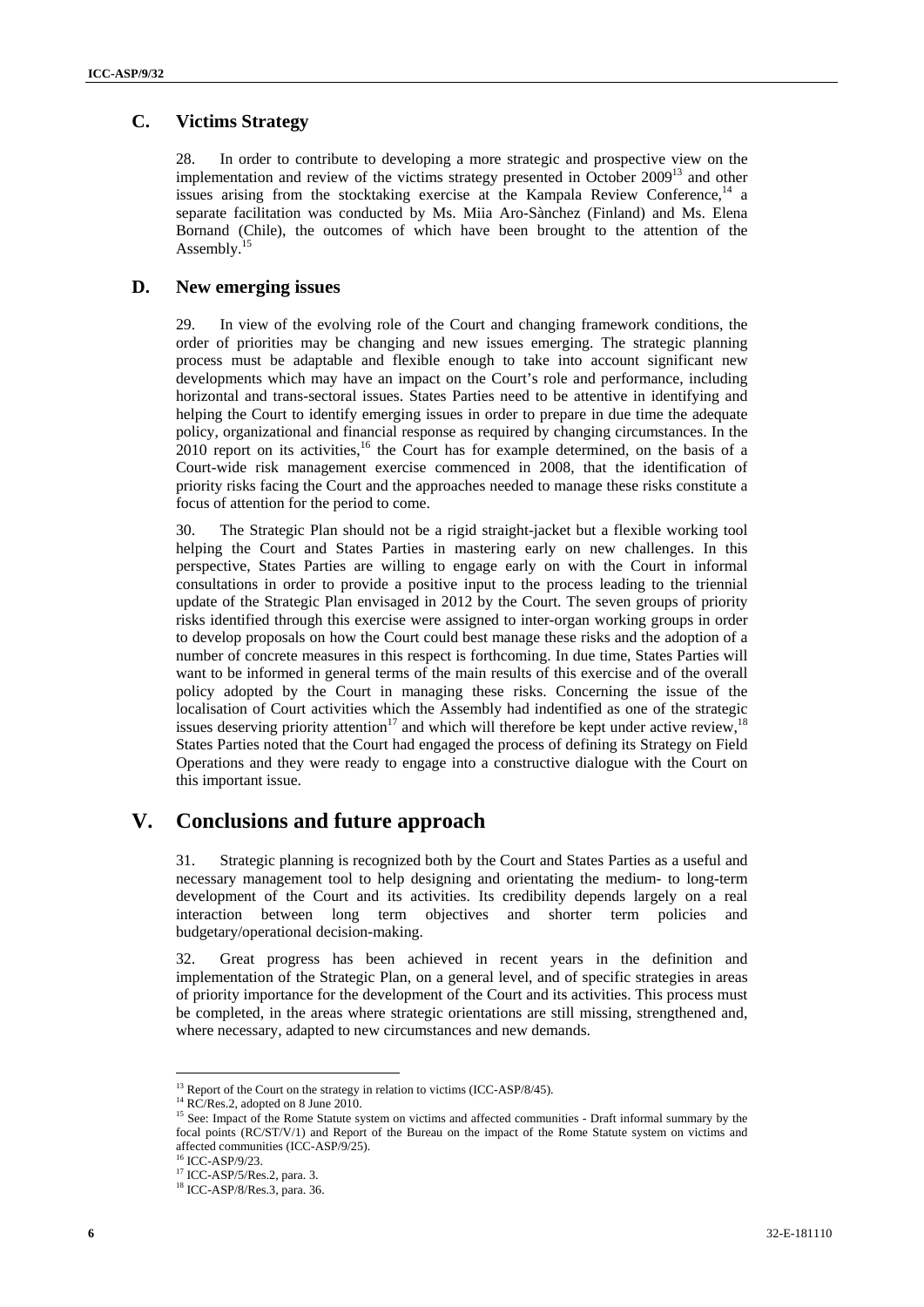## C. Victims Strategy

28. In order to contribute to developing a more strategic and prospective view on the implementation and review of the victims strategy presented in October 2009[13] and other issues arising from the stocktaking exercise at the Kampala Review Conference,[14] a separate facilitation was conducted by Ms. Miia Aro-Sànchez (Finland) and Ms. Elena Bornand (Chile), the outcomes of which have been brought to the attention of the Assembly.[15]

## D. New emerging issues

29. In view of the evolving role of the Court and changing framework conditions, the order of priorities may be changing and new issues emerging. The strategic planning process must be adaptable and flexible enough to take into account significant new developments which may have an impact on the Court's role and performance, including horizontal and trans-sectoral issues. States Parties need to be attentive in identifying and helping the Court to identify emerging issues in order to prepare in due time the adequate policy, organizational and financial response as required by changing circumstances. In the 2010 report on its activities,[16] the Court has for example determined, on the basis of a Court-wide risk management exercise commenced in 2008, that the identification of priority risks facing the Court and the approaches needed to manage these risks constitute a focus of attention for the period to come.

30. The Strategic Plan should not be a rigid straight-jacket but a flexible working tool helping the Court and States Parties in mastering early on new challenges. In this perspective, States Parties are willing to engage early on with the Court in informal consultations in order to provide a positive input to the process leading to the triennial update of the Strategic Plan envisaged in 2012 by the Court. The seven groups of priority risks identified through this exercise were assigned to inter-organ working groups in order to develop proposals on how the Court could best manage these risks and the adoption of a number of concrete measures in this respect is forthcoming. In due time, States Parties will want to be informed in general terms of the main results of this exercise and of the overall policy adopted by the Court in managing these risks. Concerning the issue of the localisation of Court activities which the Assembly had indentified as one of the strategic issues deserving priority attention[17] and which will therefore be kept under active review,[18] States Parties noted that the Court had engaged the process of defining its Strategy on Field Operations and they were ready to engage into a constructive dialogue with the Court on this important issue.

# V. Conclusions and future approach

31. Strategic planning is recognized both by the Court and States Parties as a useful and necessary management tool to help designing and orientating the medium- to long-term development of the Court and its activities. Its credibility depends largely on a real interaction between long term objectives and shorter term policies and budgetary/operational decision-making.

32. Great progress has been achieved in recent years in the definition and implementation of the Strategic Plan, on a general level, and of specific strategies in areas of priority importance for the development of the Court and its activities. This process must be completed, in the areas where strategic orientations are still missing, strengthened and, where necessary, adapted to new circumstances and new demands.

---

[13] Report of the Court on the strategy in relation to victims (ICC-ASP/8/45).

[14] RC/Res.2, adopted on 8 June 2010.

[15] See: Impact of the Rome Statute system on victims and affected communities - Draft informal summary by the focal points (RC/ST/V/1) and Report of the Bureau on the impact of the Rome Statute system on victims and affected communities (ICC-ASP/9/25).

[16] ICC-ASP/9/23.

[17] ICC-ASP/5/Res.2, para. 3.

[18] ICC-ASP/8/Res.3, para. 36.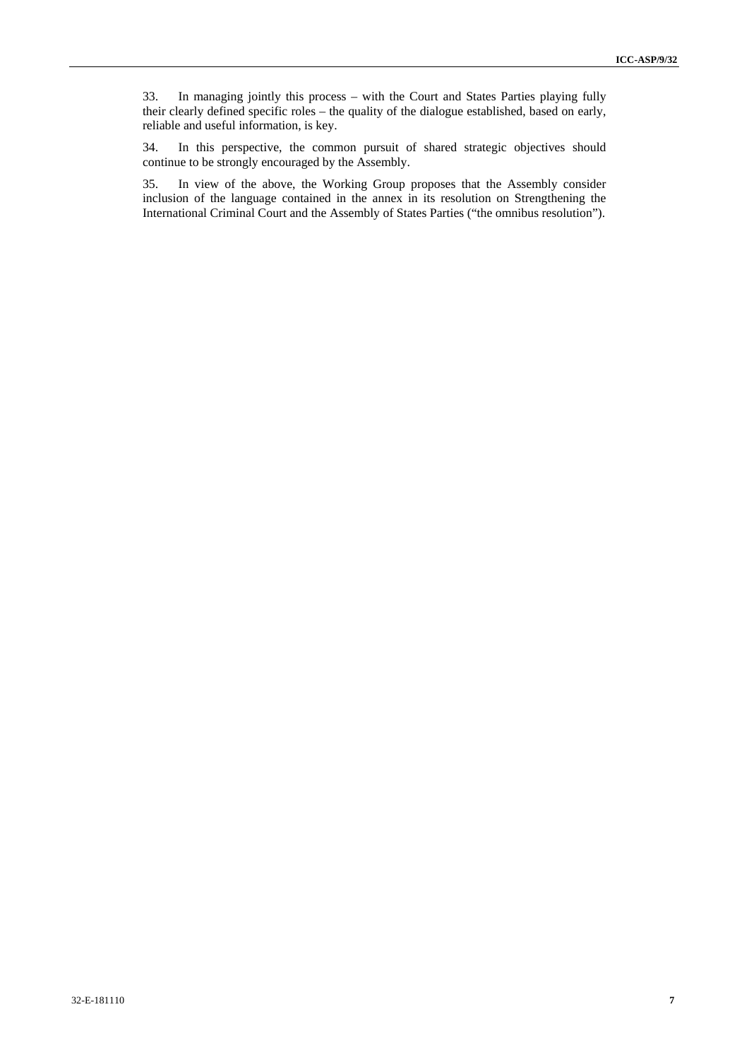33. In managing jointly this process – with the Court and States Parties playing fully their clearly defined specific roles – the quality of the dialogue established, based on early, reliable and useful information, is key.

34. In this perspective, the common pursuit of shared strategic objectives should continue to be strongly encouraged by the Assembly.

35. In view of the above, the Working Group proposes that the Assembly consider inclusion of the language contained in the annex in its resolution on Strengthening the International Criminal Court and the Assembly of States Parties ("the omnibus resolution").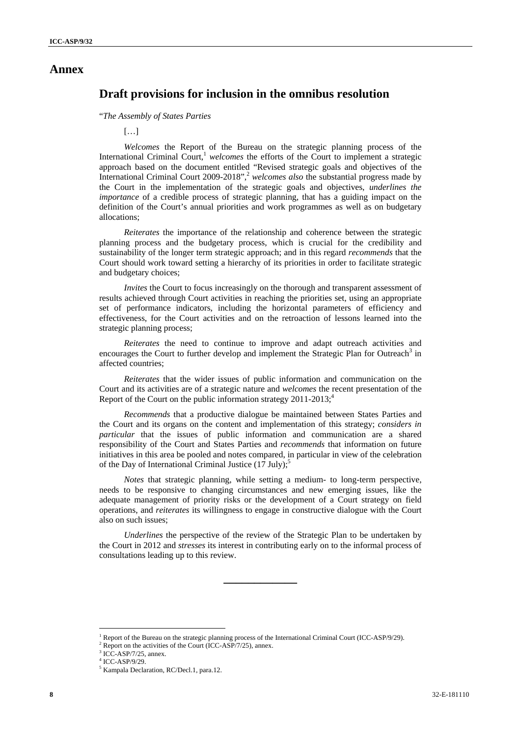# Annex

## Draft provisions for inclusion in the omnibus resolution

"*The Assembly of States Parties*

[…]

*Welcomes* the Report of the Bureau on the strategic planning process of the International Criminal Court,[1] *welcomes* the efforts of the Court to implement a strategic approach based on the document entitled "Revised strategic goals and objectives of the International Criminal Court 2009-2018",[2] *welcomes also* the substantial progress made by the Court in the implementation of the strategic goals and objectives, *underlines the importance* of a credible process of strategic planning, that has a guiding impact on the definition of the Court's annual priorities and work programmes as well as on budgetary allocations;

*Reiterates* the importance of the relationship and coherence between the strategic planning process and the budgetary process, which is crucial for the credibility and sustainability of the longer term strategic approach; and in this regard *recommends* that the Court should work toward setting a hierarchy of its priorities in order to facilitate strategic and budgetary choices;

*Invites* the Court to focus increasingly on the thorough and transparent assessment of results achieved through Court activities in reaching the priorities set, using an appropriate set of performance indicators, including the horizontal parameters of efficiency and effectiveness, for the Court activities and on the retroaction of lessons learned into the strategic planning process;

*Reiterates* the need to continue to improve and adapt outreach activities and encourages the Court to further develop and implement the Strategic Plan for Outreach[3] in affected countries;

*Reiterates* that the wider issues of public information and communication on the Court and its activities are of a strategic nature and *welcomes* the recent presentation of the Report of the Court on the public information strategy 2011-2013;[4]

*Recommends* that a productive dialogue be maintained between States Parties and the Court and its organs on the content and implementation of this strategy; *considers in particular* that the issues of public information and communication are a shared responsibility of the Court and States Parties and *recommends* that information on future initiatives in this area be pooled and notes compared, in particular in view of the celebration of the Day of International Criminal Justice (17 July);[5]

*Notes* that strategic planning, while setting a medium- to long-term perspective, needs to be responsive to changing circumstances and new emerging issues, like the adequate management of priority risks or the development of a Court strategy on field operations, and *reiterates* its willingness to engage in constructive dialogue with the Court also on such issues;

*Underlines* the perspective of the review of the Strategic Plan to be undertaken by the Court in 2012 and *stresses* its interest in contributing early on to the informal process of consultations leading up to this review.

---

[1] Report of the Bureau on the strategic planning process of the International Criminal Court (ICC-ASP/9/29).

[2] Report on the activities of the Court (ICC-ASP/7/25), annex.

[3] ICC-ASP/7/25, annex.

[4] ICC-ASP/9/29.

[5] Kampala Declaration, RC/Decl.1, para.12.